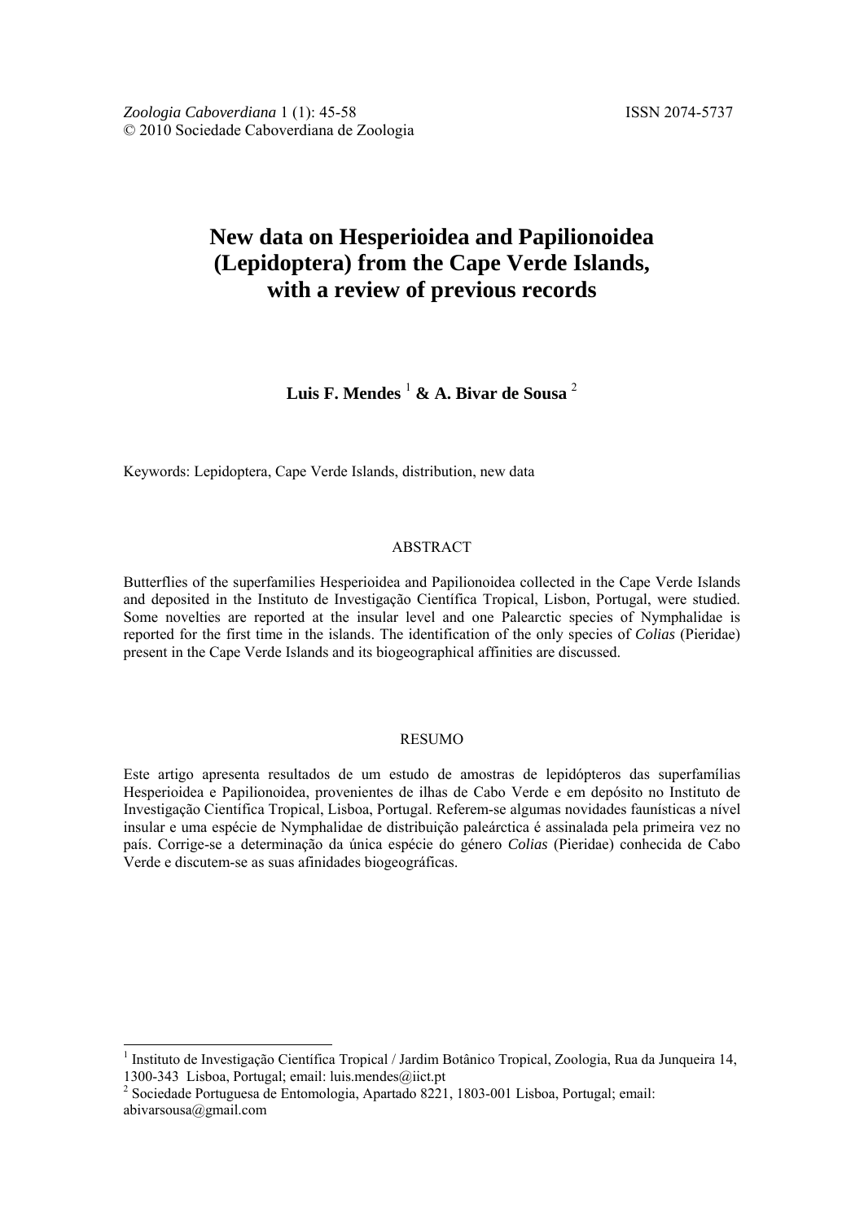*Zoologia Caboverdiana* 1 (1): 45-58 ISSN 2074-5737
© 2010 Sociedade Caboverdiana de Zoologia

# New data on Hesperioidea and Papilionoidea (Lepidoptera) from the Cape Verde Islands, with a review of previous records

**Luis F. Mendes** [1] **& A. Bivar de Sousa** [2]

Keywords: Lepidoptera, Cape Verde Islands, distribution, new data

## ABSTRACT

Butterflies of the superfamilies Hesperioidea and Papilionoidea collected in the Cape Verde Islands and deposited in the Instituto de Investigação Científica Tropical, Lisbon, Portugal, were studied. Some novelties are reported at the insular level and one Palearctic species of Nymphalidae is reported for the first time in the islands. The identification of the only species of *Colias* (Pieridae) present in the Cape Verde Islands and its biogeographical affinities are discussed.

## RESUMO

Este artigo apresenta resultados de um estudo de amostras de lepidópteros das superfamílias Hesperioidea e Papilionoidea, provenientes de ilhas de Cabo Verde e em depósito no Instituto de Investigação Científica Tropical, Lisboa, Portugal. Referem-se algumas novidades faunísticas a nível insular e uma espécie de Nymphalidae de distribuição paleárctica é assinalada pela primeira vez no país. Corrige-se a determinação da única espécie do género *Colias* (Pieridae) conhecida de Cabo Verde e discutem-se as suas afinidades biogeográficas.

---

[1] Instituto de Investigação Científica Tropical / Jardim Botânico Tropical, Zoologia, Rua da Junqueira 14, 1300-343 Lisboa, Portugal; email: luis.mendes@iict.pt

[2] Sociedade Portuguesa de Entomologia, Apartado 8221, 1803-001 Lisboa, Portugal; email: abivarsousa@gmail.com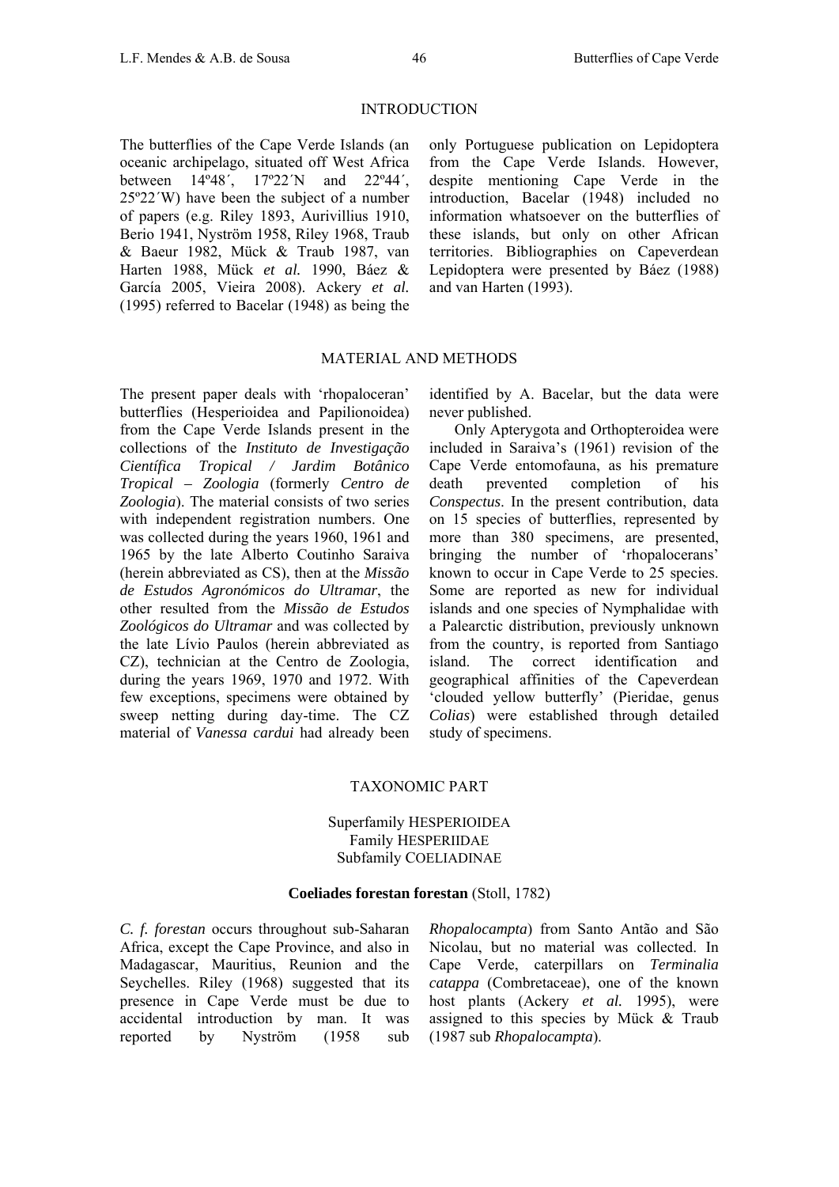## INTRODUCTION

The butterflies of the Cape Verde Islands (an oceanic archipelago, situated off West Africa between 14º48´, 17º22´N and 22º44´, 25º22´W) have been the subject of a number of papers (e.g. Riley 1893, Aurivillius 1910, Berio 1941, Nyström 1958, Riley 1968, Traub & Baeur 1982, Mück & Traub 1987, van Harten 1988, Mück *et al.* 1990, Báez & García 2005, Vieira 2008). Ackery *et al.* (1995) referred to Bacelar (1948) as being the only Portuguese publication on Lepidoptera from the Cape Verde Islands. However, despite mentioning Cape Verde in the introduction, Bacelar (1948) included no information whatsoever on the butterflies of these islands, but only on other African territories. Bibliographies on Capeverdean Lepidoptera were presented by Báez (1988) and van Harten (1993).

## MATERIAL AND METHODS

The present paper deals with 'rhopaloceran' butterflies (Hesperioidea and Papilionoidea) from the Cape Verde Islands present in the collections of the *Instituto de Investigação Científica Tropical / Jardim Botânico Tropical – Zoologia* (formerly *Centro de Zoologia*). The material consists of two series with independent registration numbers. One was collected during the years 1960, 1961 and 1965 by the late Alberto Coutinho Saraiva (herein abbreviated as CS), then at the *Missão de Estudos Agronómicos do Ultramar*, the other resulted from the *Missão de Estudos Zoológicos do Ultramar* and was collected by the late Lívio Paulos (herein abbreviated as CZ), technician at the Centro de Zoologia, during the years 1969, 1970 and 1972. With few exceptions, specimens were obtained by sweep netting during day-time. The CZ material of *Vanessa cardui* had already been identified by A. Bacelar, but the data were never published.

Only Apterygota and Orthopteroidea were included in Saraiva's (1961) revision of the Cape Verde entomofauna, as his premature death prevented completion of his *Conspectus*. In the present contribution, data on 15 species of butterflies, represented by more than 380 specimens, are presented, bringing the number of 'rhopalocerans' known to occur in Cape Verde to 25 species. Some are reported as new for individual islands and one species of Nymphalidae with a Palearctic distribution, previously unknown from the country, is reported from Santiago island. The correct identification and geographical affinities of the Capeverdean 'clouded yellow butterfly' (Pieridae, genus *Colias*) were established through detailed study of specimens.

## TAXONOMIC PART

### Superfamily HESPERIOIDEA
### Family HESPERIIDAE
### Subfamily COELIADINAE

**Coeliades forestan forestan** (Stoll, 1782)

*C. f. forestan* occurs throughout sub-Saharan Africa, except the Cape Province, and also in Madagascar, Mauritius, Reunion and the Seychelles. Riley (1968) suggested that its presence in Cape Verde must be due to accidental introduction by man. It was reported by Nyström (1958 sub *Rhopalocampta*) from Santo Antão and São Nicolau, but no material was collected. In Cape Verde, caterpillars on *Terminalia catappa* (Combretaceae), one of the known host plants (Ackery *et al.* 1995), were assigned to this species by Mück & Traub (1987 sub *Rhopalocampta*).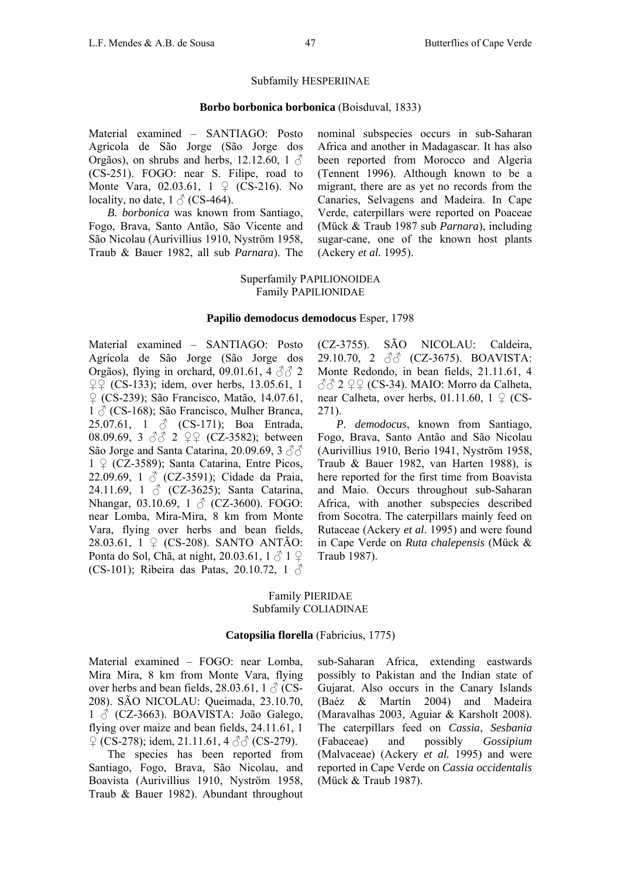Subfamily HESPERIINAE

### **Borbo borbonica borbonica** (Boisduval, 1833)

Material examined – SANTIAGO: Posto Agrícola de São Jorge (São Jorge dos Orgãos), on shrubs and herbs, 12.12.60, 1 ♂ (CS-251). FOGO: near S. Filipe, road to Monte Vara, 02.03.61, 1 ♀ (CS-216). No locality, no date, 1 ♂ (CS-464).

*B. borbonica* was known from Santiago, Fogo, Brava, Santo Antão, São Vicente and São Nicolau (Aurivillius 1910, Nyström 1958, Traub & Bauer 1982, all sub *Parnara*). The nominal subspecies occurs in sub-Saharan Africa and another in Madagascar. It has also been reported from Morocco and Algeria (Tennent 1996). Although known to be a migrant, there are as yet no records from the Canaries, Selvagens and Madeira. In Cape Verde, caterpillars were reported on Poaceae (Mück & Traub 1987 sub *Parnara*), including sugar-cane, one of the known host plants (Ackery *et al.* 1995).

Superfamily PAPILIONOIDEA
Family PAPILIONIDAE

### **Papilio demodocus demodocus** Esper, 1798

Material examined – SANTIAGO: Posto Agrícola de São Jorge (São Jorge dos Orgãos), flying in orchard, 09.01.61, 4 ♂♂ 2 ♀♀ (CS-133); idem, over herbs, 13.05.61, 1 ♀ (CS-239); São Francisco, Matão, 14.07.61, 1 ♂ (CS-168); São Francisco, Mulher Branca, 25.07.61, 1 ♂ (CS-171); Boa Entrada, 08.09.69, 3 ♂♂ 2 ♀♀ (CZ-3582); between São Jorge and Santa Catarina, 20.09.69, 3 ♂♂ 1 ♀ (CZ-3589); Santa Catarina, Entre Picos, 22.09.69, 1 ♂ (CZ-3591); Cidade da Praia, 24.11.69, 1 ♂ (CZ-3625); Santa Catarina, Nhangar, 03.10.69, 1 ♂ (CZ-3600). FOGO: near Lomba, Mira-Mira, 8 km from Monte Vara, flying over herbs and bean fields, 28.03.61, 1 ♀ (CS-208). SANTO ANTÃO: Ponta do Sol, Chã, at night, 20.03.61, 1 ♂ 1 ♀ (CS-101); Ribeira das Patas, 20.10.72, 1 ♂ (CZ-3755). SÃO NICOLAU: Caldeira, 29.10.70, 2 ♂♂ (CZ-3675). BOAVISTA: Monte Redondo, in bean fields, 21.11.61, 4 ♂♂ 2 ♀♀ (CS-34). MAIO: Morro da Calheta, near Calheta, over herbs, 01.11.60, 1 ♀ (CS-271).

*P. demodocus*, known from Santiago, Fogo, Brava, Santo Antão and São Nicolau (Aurivillius 1910, Berio 1941, Nyström 1958, Traub & Bauer 1982, van Harten 1988), is here reported for the first time from Boavista and Maio. Occurs throughout sub-Saharan Africa, with another subspecies described from Socotra. The caterpillars mainly feed on Rutaceae (Ackery *et al*. 1995) and were found in Cape Verde on *Ruta chalepensis* (Mück & Traub 1987).

Family PIERIDAE
Subfamily COLIADINAE

### **Catopsilia florella** (Fabricius, 1775)

Material examined – FOGO: near Lomba, Mira Mira, 8 km from Monte Vara, flying over herbs and bean fields, 28.03.61, 1 ♂ (CS-208). SÃO NICOLAU: Queimada, 23.10.70, 1 ♂ (CZ-3663). BOAVISTA: João Galego, flying over maize and bean fields, 24.11.61, 1 ♀ (CS-278); idem, 21.11.61, 4 ♂♂ (CS-279).

The species has been reported from Santiago, Fogo, Brava, São Nicolau, and Boavista (Aurivillius 1910, Nyström 1958, Traub & Bauer 1982). Abundant throughout sub-Saharan Africa, extending eastwards possibly to Pakistan and the Indian state of Gujarat. Also occurs in the Canary Islands (Baéz & Martín 2004) and Madeira (Maravalhas 2003, Aguiar & Karsholt 2008). The caterpillars feed on *Cassia*, *Sesbania* (Fabaceae) and possibly *Gossipium* (Malvaceae) (Ackery *et al.* 1995) and were reported in Cape Verde on *Cassia occidentalis* (Mück & Traub 1987).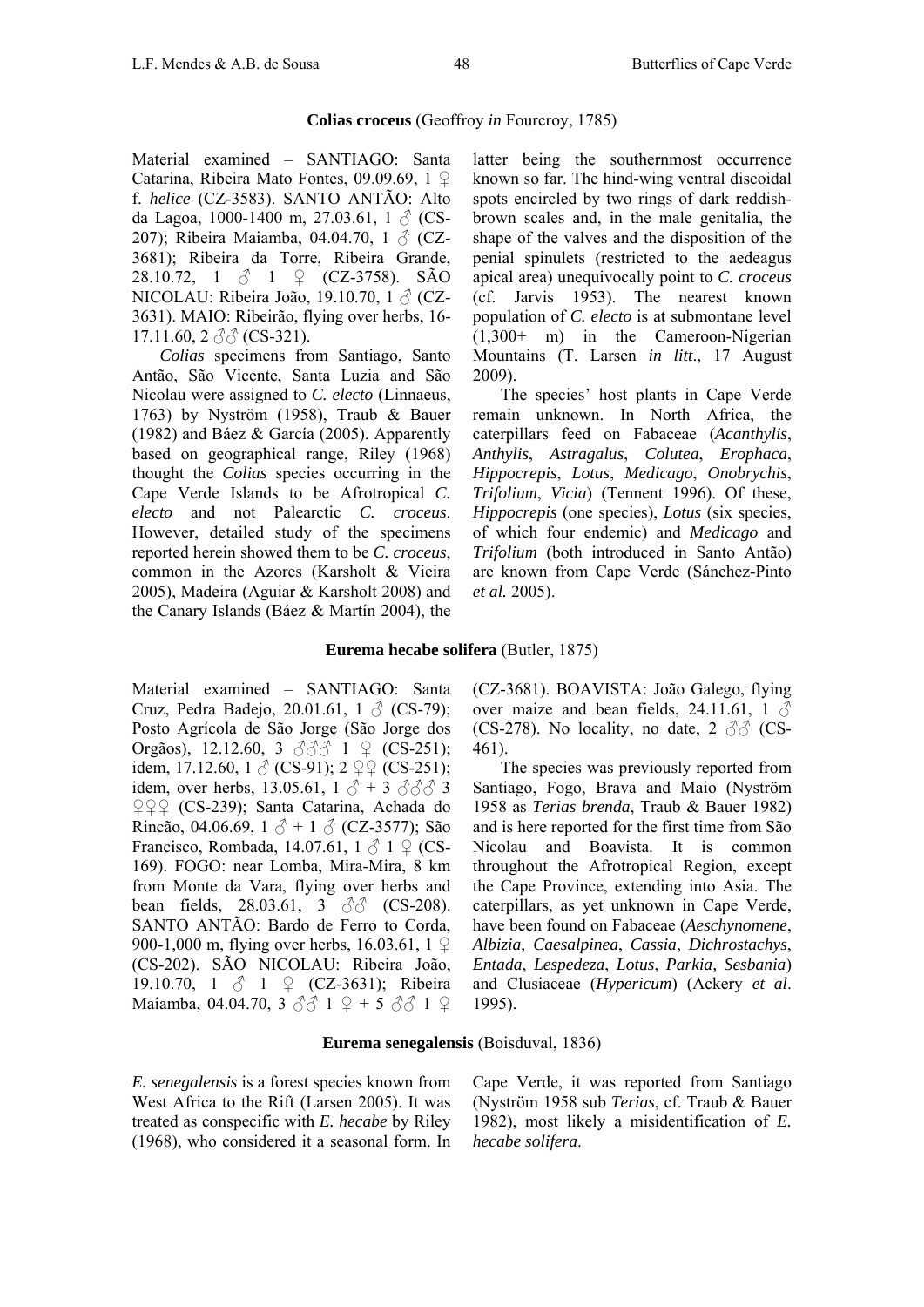### **Colias croceus** (Geoffroy *in* Fourcroy, 1785)

Material examined – SANTIAGO: Santa Catarina, Ribeira Mato Fontes, 09.09.69, 1 ♀ f. *helice* (CZ-3583). SANTO ANTÃO: Alto da Lagoa, 1000-1400 m, 27.03.61, 1 ♂ (CS-207); Ribeira Maiamba, 04.04.70, 1 ♂ (CZ-3681); Ribeira da Torre, Ribeira Grande, 28.10.72, 1 ♂ 1 ♀ (CZ-3758). SÃO NICOLAU: Ribeira João, 19.10.70, 1 ♂ (CZ-3631). MAIO: Ribeirão, flying over herbs, 16-17.11.60, 2 ♂♂ (CS-321).

*Colias* specimens from Santiago, Santo Antão, São Vicente, Santa Luzia and São Nicolau were assigned to *C. electo* (Linnaeus, 1763) by Nyström (1958), Traub & Bauer (1982) and Báez & García (2005). Apparently based on geographical range, Riley (1968) thought the *Colias* species occurring in the Cape Verde Islands to be Afrotropical *C. electo* and not Palearctic *C. croceus*. However, detailed study of the specimens reported herein showed them to be *C. croceus*, common in the Azores (Karsholt & Vieira 2005), Madeira (Aguiar & Karsholt 2008) and the Canary Islands (Báez & Martín 2004), the latter being the southernmost occurrence known so far. The hind-wing ventral discoidal spots encircled by two rings of dark reddish-brown scales and, in the male genitalia, the shape of the valves and the disposition of the penial spinulets (restricted to the aedeagus apical area) unequivocally point to *C. croceus* (cf. Jarvis 1953). The nearest known population of *C. electo* is at submontane level (1,300+ m) in the Cameroon-Nigerian Mountains (T. Larsen *in litt*., 17 August 2009).

The species' host plants in Cape Verde remain unknown. In North Africa, the caterpillars feed on Fabaceae (*Acanthylis*, *Anthylis*, *Astragalus*, *Colutea*, *Erophaca*, *Hippocrepis*, *Lotus*, *Medicago*, *Onobrychis*, *Trifolium*, *Vicia*) (Tennent 1996). Of these, *Hippocrepis* (one species), *Lotus* (six species, of which four endemic) and *Medicago* and *Trifolium* (both introduced in Santo Antão) are known from Cape Verde (Sánchez-Pinto *et al.* 2005).

### **Eurema hecabe solifera** (Butler, 1875)

Material examined – SANTIAGO: Santa Cruz, Pedra Badejo, 20.01.61, 1 ♂ (CS-79); Posto Agrícola de São Jorge (São Jorge dos Orgãos), 12.12.60, 3 ♂♂♂ 1 ♀ (CS-251); idem, 17.12.60, 1 ♂ (CS-91); 2 ♀♀ (CS-251); idem, over herbs, 13.05.61, 1 ♂ + 3 ♂♂♂ 3 ♀♀♀ (CS-239); Santa Catarina, Achada do Rincão, 04.06.69, 1 ♂ + 1 ♂ (CZ-3577); São Francisco, Rombada, 14.07.61, 1 ♂ 1 ♀ (CS-169). FOGO: near Lomba, Mira-Mira, 8 km from Monte da Vara, flying over herbs and bean fields, 28.03.61, 3 ♂♂ (CS-208). SANTO ANTÃO: Bardo de Ferro to Corda, 900-1,000 m, flying over herbs, 16.03.61, 1 ♀ (CS-202). SÃO NICOLAU: Ribeira João, 19.10.70, 1 ♂ 1 ♀ (CZ-3631); Ribeira Maiamba, 04.04.70, 3 ♂♂ 1 ♀ + 5 ♂♂ 1 ♀ (CZ-3681). BOAVISTA: João Galego, flying over maize and bean fields, 24.11.61, 1 ♂ (CS-278). No locality, no date, 2 ♂♂ (CS-461).

The species was previously reported from Santiago, Fogo, Brava and Maio (Nyström 1958 as *Terias brenda*, Traub & Bauer 1982) and is here reported for the first time from São Nicolau and Boavista. It is common throughout the Afrotropical Region, except the Cape Province, extending into Asia. The caterpillars, as yet unknown in Cape Verde, have been found on Fabaceae (*Aeschynomene*, *Albizia*, *Caesalpinea*, *Cassia*, *Dichrostachys*, *Entada*, *Lespedeza*, *Lotus*, *Parkia, Sesbania*) and Clusiaceae (*Hypericum*) (Ackery *et al*. 1995).

### **Eurema senegalensis** (Boisduval, 1836)

*E. senegalensis* is a forest species known from West Africa to the Rift (Larsen 2005). It was treated as conspecific with *E. hecabe* by Riley (1968), who considered it a seasonal form. In Cape Verde, it was reported from Santiago (Nyström 1958 sub *Terias*, cf. Traub & Bauer 1982), most likely a misidentification of *E. hecabe solifera*.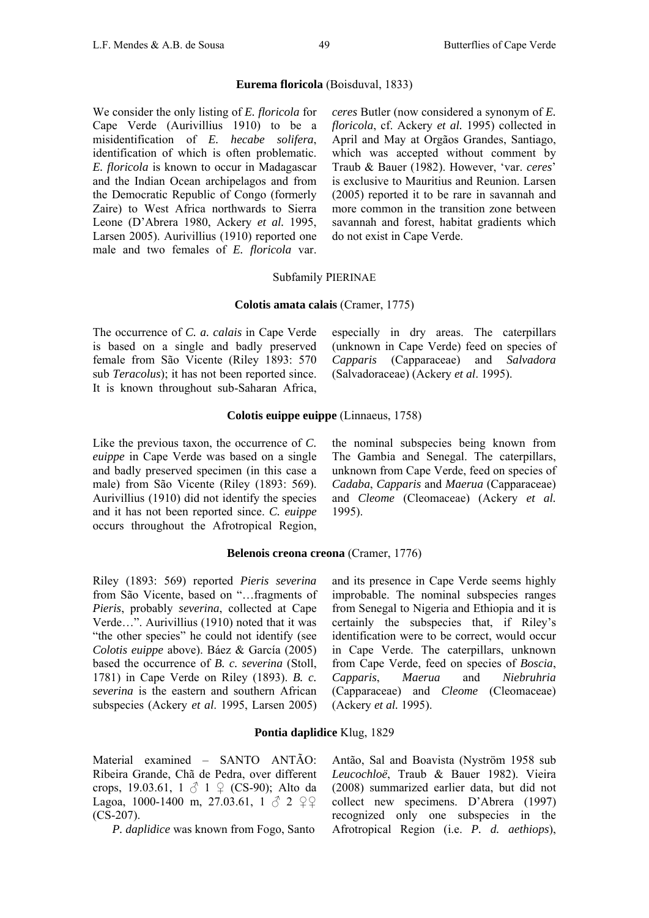### **Eurema floricola** (Boisduval, 1833)

We consider the only listing of *E. floricola* for Cape Verde (Aurivillius 1910) to be a misidentification of *E. hecabe solifera*, identification of which is often problematic. *E. floricola* is known to occur in Madagascar and the Indian Ocean archipelagos and from the Democratic Republic of Congo (formerly Zaire) to West Africa northwards to Sierra Leone (D'Abrera 1980, Ackery *et al.* 1995, Larsen 2005). Aurivillius (1910) reported one male and two females of *E. floricola* var. *ceres* Butler (now considered a synonym of *E. floricola*, cf. Ackery *et al.* 1995) collected in April and May at Orgãos Grandes, Santiago, which was accepted without comment by Traub & Bauer (1982). However, 'var. *ceres*' is exclusive to Mauritius and Reunion. Larsen (2005) reported it to be rare in savannah and more common in the transition zone between savannah and forest, habitat gradients which do not exist in Cape Verde.

## Subfamily PIERINAE

### **Colotis amata calais** (Cramer, 1775)

The occurrence of *C. a. calais* in Cape Verde is based on a single and badly preserved female from São Vicente (Riley 1893: 570 sub *Teracolus*); it has not been reported since. It is known throughout sub-Saharan Africa, especially in dry areas. The caterpillars (unknown in Cape Verde) feed on species of *Capparis* (Capparaceae) and *Salvadora* (Salvadoraceae) (Ackery *et al*. 1995).

### **Colotis euippe euippe** (Linnaeus, 1758)

Like the previous taxon, the occurrence of *C. euippe* in Cape Verde was based on a single and badly preserved specimen (in this case a male) from São Vicente (Riley (1893: 569). Aurivillius (1910) did not identify the species and it has not been reported since. *C. euippe* occurs throughout the Afrotropical Region, the nominal subspecies being known from The Gambia and Senegal. The caterpillars, unknown from Cape Verde, feed on species of *Cadaba*, *Capparis* and *Maerua* (Capparaceae) and *Cleome* (Cleomaceae) (Ackery *et al.* 1995).

### **Belenois creona creona** (Cramer, 1776)

Riley (1893: 569) reported *Pieris severina* from São Vicente, based on "…fragments of *Pieris*, probably *severina*, collected at Cape Verde…". Aurivillius (1910) noted that it was "the other species" he could not identify (see *Colotis euippe* above). Báez & García (2005) based the occurrence of *B. c. severina* (Stoll, 1781) in Cape Verde on Riley (1893). *B. c. severina* is the eastern and southern African subspecies (Ackery *et al*. 1995, Larsen 2005) and its presence in Cape Verde seems highly improbable. The nominal subspecies ranges from Senegal to Nigeria and Ethiopia and it is certainly the subspecies that, if Riley's identification were to be correct, would occur in Cape Verde. The caterpillars, unknown from Cape Verde, feed on species of *Boscia*, *Capparis*, *Maerua* and *Niebruhria* (Capparaceae) and *Cleome* (Cleomaceae) (Ackery *et al.* 1995).

### **Pontia daplidice** Klug, 1829

Material examined – SANTO ANTÃO: Ribeira Grande, Chã de Pedra, over different crops, 19.03.61, 1 ♂ 1 ♀ (CS-90); Alto da Lagoa, 1000-1400 m, 27.03.61, 1 ♂ 2 ♀♀ (CS-207).

*P. daplidice* was known from Fogo, Santo Antão, Sal and Boavista (Nyström 1958 sub *Leucochloë*, Traub & Bauer 1982). Vieira (2008) summarized earlier data, but did not collect new specimens. D'Abrera (1997) recognized only one subspecies in the Afrotropical Region (i.e. *P. d. aethiops*),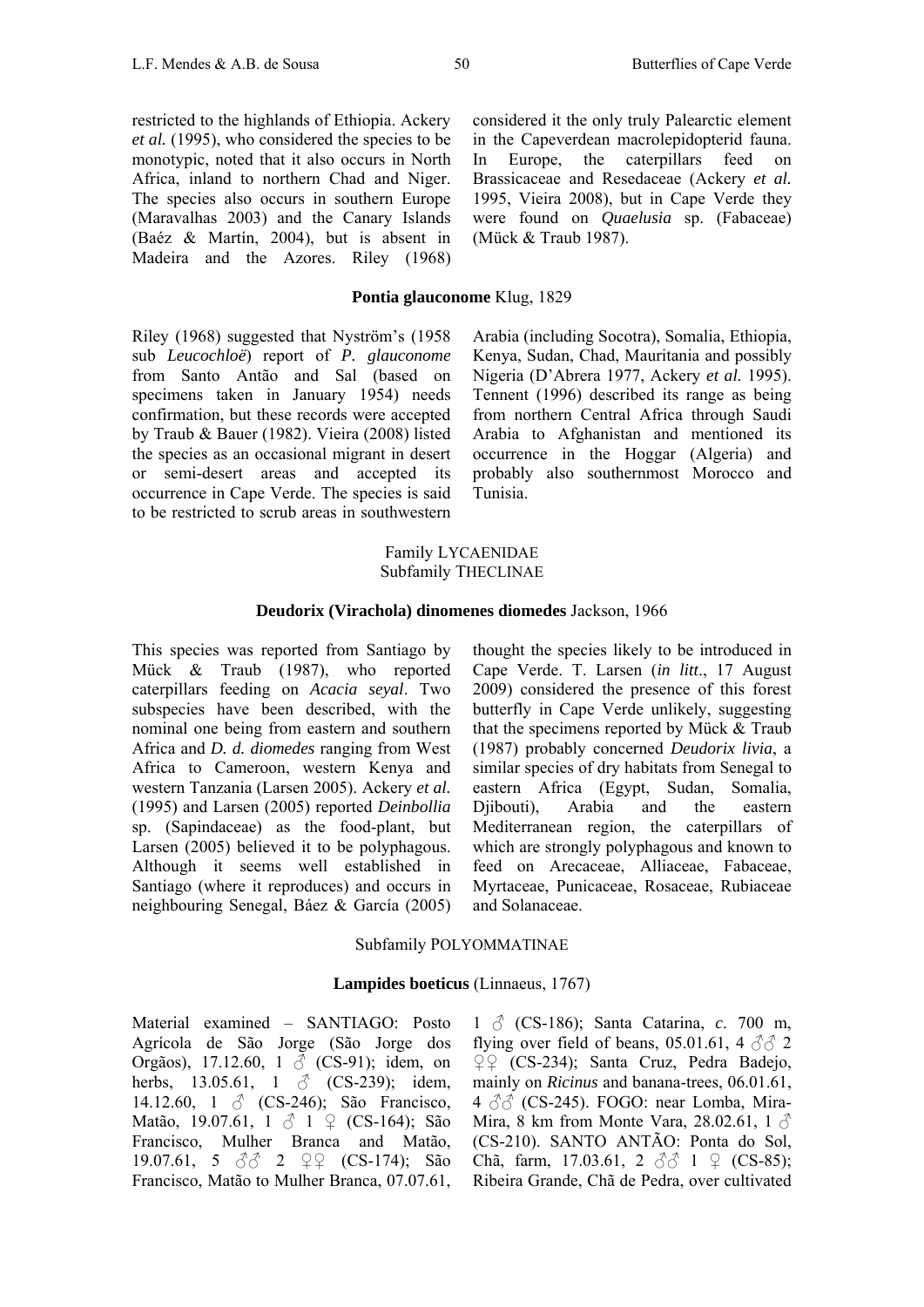restricted to the highlands of Ethiopia. Ackery *et al.* (1995), who considered the species to be monotypic, noted that it also occurs in North Africa, inland to northern Chad and Niger. The species also occurs in southern Europe (Maravalhas 2003) and the Canary Islands (Baéz & Martín, 2004), but is absent in Madeira and the Azores. Riley (1968) considered it the only truly Palearctic element in the Capeverdean macrolepidopterid fauna. In Europe, the caterpillars feed on Brassicaceae and Resedaceae (Ackery *et al.* 1995, Vieira 2008), but in Cape Verde they were found on *Quaelusia* sp. (Fabaceae) (Mück & Traub 1987).

### **Pontia glauconome** Klug, 1829

Riley (1968) suggested that Nyström's (1958 sub *Leucochloë*) report of *P. glauconome* from Santo Antão and Sal (based on specimens taken in January 1954) needs confirmation, but these records were accepted by Traub & Bauer (1982). Vieira (2008) listed the species as an occasional migrant in desert or semi-desert areas and accepted its occurrence in Cape Verde. The species is said to be restricted to scrub areas in southwestern Arabia (including Socotra), Somalia, Ethiopia, Kenya, Sudan, Chad, Mauritania and possibly Nigeria (D'Abrera 1977, Ackery *et al.* 1995). Tennent (1996) described its range as being from northern Central Africa through Saudi Arabia to Afghanistan and mentioned its occurrence in the Hoggar (Algeria) and probably also southernmost Morocco and Tunisia.

## Family LYCAENIDAE
## Subfamily THECLINAE

### **Deudorix (Virachola) dinomenes diomedes** Jackson, 1966

This species was reported from Santiago by Mück & Traub (1987), who reported caterpillars feeding on *Acacia seyal*. Two subspecies have been described, with the nominal one being from eastern and southern Africa and *D. d. diomedes* ranging from West Africa to Cameroon, western Kenya and western Tanzania (Larsen 2005). Ackery *et al.* (1995) and Larsen (2005) reported *Deinbollia* sp. (Sapindaceae) as the food-plant, but Larsen (2005) believed it to be polyphagous. Although it seems well established in Santiago (where it reproduces) and occurs in neighbouring Senegal, Báez & García (2005) thought the species likely to be introduced in Cape Verde. T. Larsen (*in litt.*, 17 August 2009) considered the presence of this forest butterfly in Cape Verde unlikely, suggesting that the specimens reported by Mück & Traub (1987) probably concerned *Deudorix livia*, a similar species of dry habitats from Senegal to eastern Africa (Egypt, Sudan, Somalia, Djibouti), Arabia and the eastern Mediterranean region, the caterpillars of which are strongly polyphagous and known to feed on Arecaceae, Alliaceae, Fabaceae, Myrtaceae, Punicaceae, Rosaceae, Rubiaceae and Solanaceae.

## Subfamily POLYOMMATINAE

### **Lampides boeticus** (Linnaeus, 1767)

Material examined – SANTIAGO: Posto Agrícola de São Jorge (São Jorge dos Orgãos), 17.12.60, 1 ♂ (CS-91); idem, on herbs, 13.05.61, 1 ♂ (CS-239); idem, 14.12.60, 1 ♂ (CS-246); São Francisco, Matão, 19.07.61, 1 ♂ 1 ♀ (CS-164); São Francisco, Mulher Branca and Matão, 19.07.61, 5 ♂♂ 2 ♀♀ (CS-174); São Francisco, Matão to Mulher Branca, 07.07.61, 1 ♂ (CS-186); Santa Catarina, *c*. 700 m, flying over field of beans, 05.01.61, 4 ♂♂ 2 ♀♀ (CS-234); Santa Cruz, Pedra Badejo, mainly on *Ricinus* and banana-trees, 06.01.61, 4 ♂♂ (CS-245). FOGO: near Lomba, Mira-Mira, 8 km from Monte Vara, 28.02.61, 1 ♂ (CS-210). SANTO ANTÃO: Ponta do Sol, Chã, farm, 17.03.61, 2 ♂♂ 1 ♀ (CS-85); Ribeira Grande, Chã de Pedra, over cultivated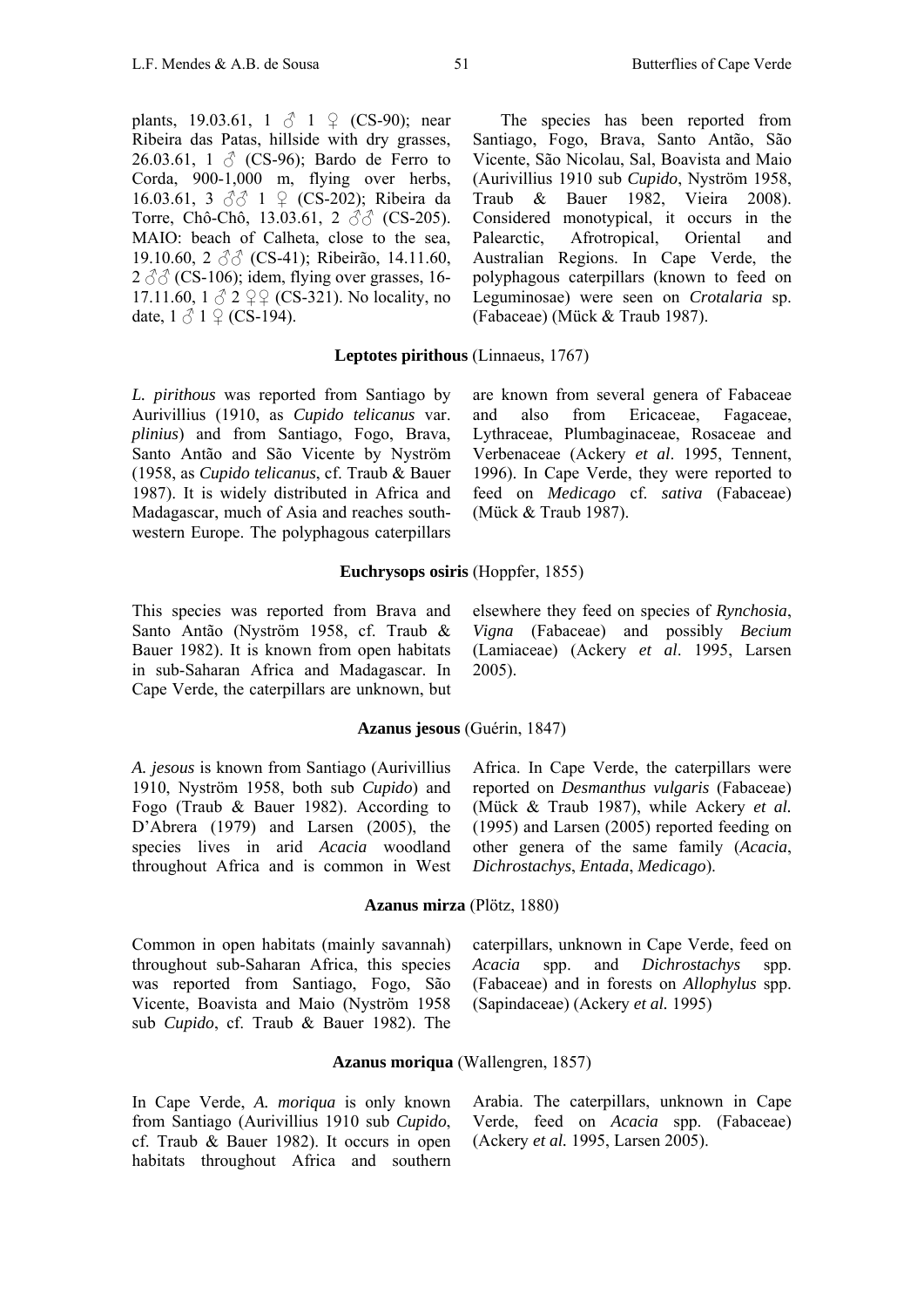plants, 19.03.61, 1 ♂ 1 ♀ (CS-90); near Ribeira das Patas, hillside with dry grasses, 26.03.61, 1 ♂ (CS-96); Bardo de Ferro to Corda, 900-1,000 m, flying over herbs, 16.03.61, 3 ♂♂ 1 ♀ (CS-202); Ribeira da Torre, Chô-Chô, 13.03.61, 2 ♂♂ (CS-205). MAIO: beach of Calheta, close to the sea, 19.10.60, 2 ♂♂ (CS-41); Ribeirão, 14.11.60, 2 ♂♂ (CS-106); idem, flying over grasses, 16-17.11.60, 1 ♂ 2 ♀♀ (CS-321). No locality, no date, 1 ♂ 1 ♀ (CS-194).

The species has been reported from Santiago, Fogo, Brava, Santo Antão, São Vicente, São Nicolau, Sal, Boavista and Maio (Aurivillius 1910 sub *Cupido*, Nyström 1958, Traub & Bauer 1982, Vieira 2008). Considered monotypical, it occurs in the Palearctic, Afrotropical, Oriental and Australian Regions. In Cape Verde, the polyphagous caterpillars (known to feed on Leguminosae) were seen on *Crotalaria* sp. (Fabaceae) (Mück & Traub 1987).

### **Leptotes pirithous** (Linnaeus, 1767)

*L. pirithous* was reported from Santiago by Aurivillius (1910, as *Cupido telicanus* var. *plinius*) and from Santiago, Fogo, Brava, Santo Antão and São Vicente by Nyström (1958, as *Cupido telicanus*, cf. Traub & Bauer 1987). It is widely distributed in Africa and Madagascar, much of Asia and reaches south-western Europe. The polyphagous caterpillars are known from several genera of Fabaceae and also from Ericaceae, Fagaceae, Lythraceae, Plumbaginaceae, Rosaceae and Verbenaceae (Ackery *et al*. 1995, Tennent, 1996). In Cape Verde, they were reported to feed on *Medicago* cf. *sativa* (Fabaceae) (Mück & Traub 1987).

### **Euchrysops osiris** (Hoppfer, 1855)

This species was reported from Brava and Santo Antão (Nyström 1958, cf. Traub & Bauer 1982). It is known from open habitats in sub-Saharan Africa and Madagascar. In Cape Verde, the caterpillars are unknown, but elsewhere they feed on species of *Rynchosia*, *Vigna* (Fabaceae) and possibly *Becium* (Lamiaceae) (Ackery *et al*. 1995, Larsen 2005).

### **Azanus jesous** (Guérin, 1847)

*A. jesous* is known from Santiago (Aurivillius 1910, Nyström 1958, both sub *Cupido*) and Fogo (Traub & Bauer 1982). According to D'Abrera (1979) and Larsen (2005), the species lives in arid *Acacia* woodland throughout Africa and is common in West Africa. In Cape Verde, the caterpillars were reported on *Desmanthus vulgaris* (Fabaceae) (Mück & Traub 1987), while Ackery *et al.* (1995) and Larsen (2005) reported feeding on other genera of the same family (*Acacia*, *Dichrostachys*, *Entada*, *Medicago*).

### **Azanus mirza** (Plötz, 1880)

Common in open habitats (mainly savannah) throughout sub-Saharan Africa, this species was reported from Santiago, Fogo, São Vicente, Boavista and Maio (Nyström 1958 sub *Cupido*, cf. Traub & Bauer 1982). The caterpillars, unknown in Cape Verde, feed on *Acacia* spp. and *Dichrostachys* spp. (Fabaceae) and in forests on *Allophylus* spp. (Sapindaceae) (Ackery *et al.* 1995)

### **Azanus moriqua** (Wallengren, 1857)

In Cape Verde, *A. moriqua* is only known from Santiago (Aurivillius 1910 sub *Cupido*, cf. Traub & Bauer 1982). It occurs in open habitats throughout Africa and southern Arabia. The caterpillars, unknown in Cape Verde, feed on *Acacia* spp. (Fabaceae) (Ackery *et al.* 1995, Larsen 2005).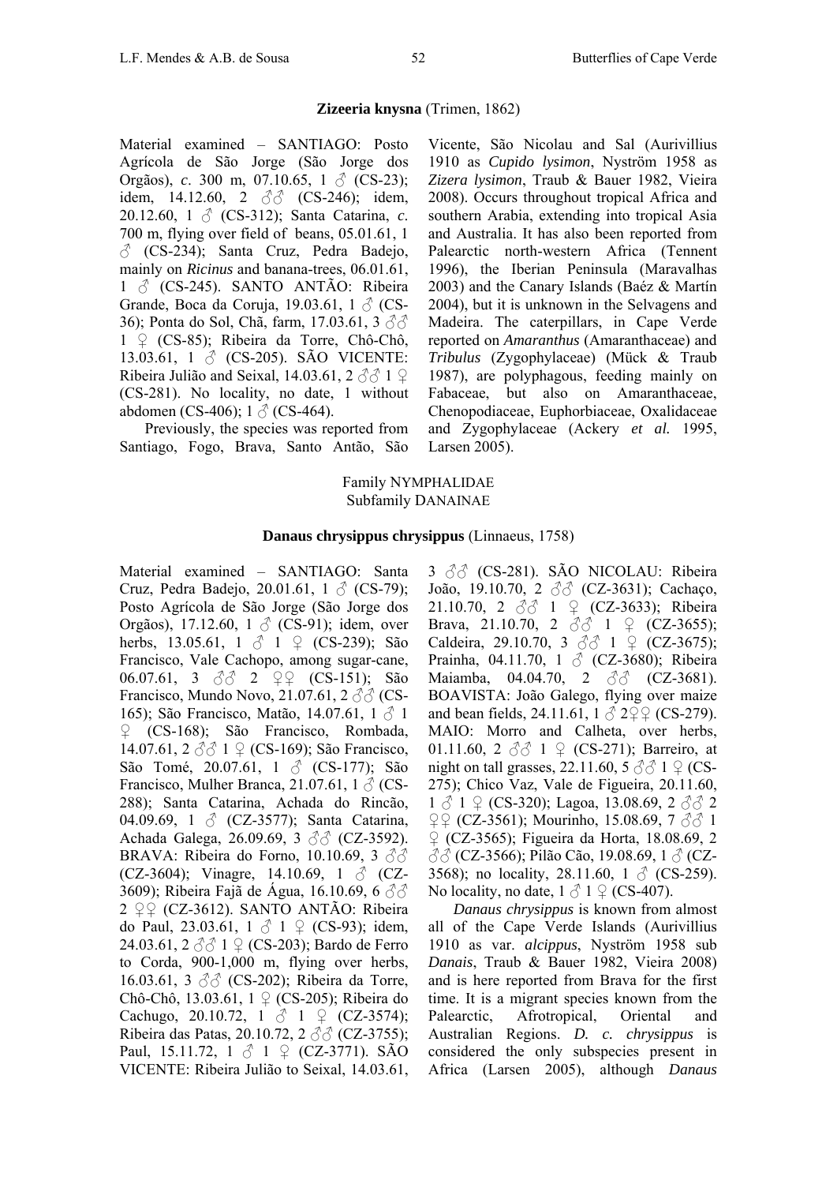### **Zizeeria knysna** (Trimen, 1862)

Material examined – SANTIAGO: Posto Agrícola de São Jorge (São Jorge dos Orgãos), *c*. 300 m, 07.10.65, 1 ♂ (CS-23); idem, 14.12.60, 2 ♂♂ (CS-246); idem, 20.12.60, 1 ♂ (CS-312); Santa Catarina, *c*. 700 m, flying over field of beans, 05.01.61, 1 ♂ (CS-234); Santa Cruz, Pedra Badejo, mainly on *Ricinus* and banana-trees, 06.01.61, 1 ♂ (CS-245). SANTO ANTÃO: Ribeira Grande, Boca da Coruja, 19.03.61, 1 ♂ (CS-36); Ponta do Sol, Chã, farm, 17.03.61, 3 ♂♂ 1 ♀ (CS-85); Ribeira da Torre, Chô-Chô, 13.03.61, 1 ♂ (CS-205). SÃO VICENTE: Ribeira Julião and Seixal, 14.03.61, 2 ♂♂ 1 ♀ (CS-281). No locality, no date, 1 without abdomen (CS-406); 1 ♂ (CS-464).

Previously, the species was reported from Santiago, Fogo, Brava, Santo Antão, São Vicente, São Nicolau and Sal (Aurivillius 1910 as *Cupido lysimon*, Nyström 1958 as *Zizera lysimon*, Traub & Bauer 1982, Vieira 2008). Occurs throughout tropical Africa and southern Arabia, extending into tropical Asia and Australia. It has also been reported from Palearctic north-western Africa (Tennent 1996), the Iberian Peninsula (Maravalhas 2003) and the Canary Islands (Baéz & Martín 2004), but it is unknown in the Selvagens and Madeira. The caterpillars, in Cape Verde reported on *Amaranthus* (Amaranthaceae) and *Tribulus* (Zygophylaceae) (Mück & Traub 1987), are polyphagous, feeding mainly on Fabaceae, but also on Amaranthaceae, Chenopodiaceae, Euphorbiaceae, Oxalidaceae and Zygophylaceae (Ackery *et al.* 1995, Larsen 2005).

## Family NYMPHALIDAE
## Subfamily DANAINAE

### **Danaus chrysippus chrysippus** (Linnaeus, 1758)

Material examined – SANTIAGO: Santa Cruz, Pedra Badejo, 20.01.61, 1 ♂ (CS-79); Posto Agrícola de São Jorge (São Jorge dos Orgãos), 17.12.60, 1 ♂ (CS-91); idem, over herbs, 13.05.61, 1 ♂ 1 ♀ (CS-239); São Francisco, Vale Cachopo, among sugar-cane, 06.07.61, 3 ♂♂ 2 ♀♀ (CS-151); São Francisco, Mundo Novo, 21.07.61, 2 ♂♂ (CS-165); São Francisco, Matão, 14.07.61, 1 ♂ 1 ♀ (CS-168); São Francisco, Rombada, 14.07.61, 2 ♂♂ 1 ♀ (CS-169); São Francisco, São Tomé, 20.07.61, 1 ♂ (CS-177); São Francisco, Mulher Branca, 21.07.61, 1 ♂ (CS-288); Santa Catarina, Achada do Rincão, 04.09.69, 1 ♂ (CZ-3577); Santa Catarina, Achada Galega, 26.09.69, 3 ♂♂ (CZ-3592). BRAVA: Ribeira do Forno, 10.10.69, 3 ♂♂ (CZ-3604); Vinagre, 14.10.69, 1 ♂ (CZ-3609); Ribeira Fajã de Água, 16.10.69, 6 ♂♂ 2 ♀♀ (CZ-3612). SANTO ANTÃO: Ribeira do Paul, 23.03.61, 1 ♂ 1 ♀ (CS-93); idem, 24.03.61, 2 ♂♂ 1 ♀ (CS-203); Bardo de Ferro to Corda, 900-1,000 m, flying over herbs, 16.03.61, 3 ♂♂ (CS-202); Ribeira da Torre, Chô-Chô, 13.03.61, 1 ♀ (CS-205); Ribeira do Cachugo, 20.10.72, 1 ♂ 1 ♀ (CZ-3574); Ribeira das Patas, 20.10.72, 2 ♂♂ (CZ-3755); Paul, 15.11.72, 1 ♂ 1 ♀ (CZ-3771). SÃO VICENTE: Ribeira Julião to Seixal, 14.03.61, 3 ♂♂ (CS-281). SÃO NICOLAU: Ribeira João, 19.10.70, 2 ♂♂ (CZ-3631); Cachaço, 21.10.70, 2 ♂♂ 1 ♀ (CZ-3633); Ribeira Brava, 21.10.70, 2 ♂♂ 1 ♀ (CZ-3655); Caldeira, 29.10.70, 3 ♂♂ 1 ♀ (CZ-3675); Prainha, 04.11.70, 1 ♂ (CZ-3680); Ribeira Maiamba, 04.04.70, 2 ♂♂ (CZ-3681). BOAVISTA: João Galego, flying over maize and bean fields, 24.11.61, 1 ♂ 2♀♀ (CS-279). MAIO: Morro and Calheta, over herbs, 01.11.60, 2 ♂♂ 1 ♀ (CS-271); Barreiro, at night on tall grasses, 22.11.60, 5 ♂♂ 1 ♀ (CS-275); Chico Vaz, Vale de Figueira, 20.11.60, 1 ♂ 1 ♀ (CS-320); Lagoa, 13.08.69, 2 ♂♂ 2 ♀♀ (CZ-3561); Mourinho, 15.08.69, 7 ♂♂ 1 ♀ (CZ-3565); Figueira da Horta, 18.08.69, 2 ♂♂ (CZ-3566); Pilão Cão, 19.08.69, 1 ♂ (CZ-3568); no locality, 28.11.60, 1 ♂ (CS-259). No locality, no date, 1 ♂ 1 ♀ (CS-407).

*Danaus chrysippus* is known from almost all of the Cape Verde Islands (Aurivillius 1910 as var. *alcippus*, Nyström 1958 sub *Danais*, Traub & Bauer 1982, Vieira 2008) and is here reported from Brava for the first time. It is a migrant species known from the Palearctic, Afrotropical, Oriental and Australian Regions. *D. c. chrysippus* is considered the only subspecies present in Africa (Larsen 2005), although *Danaus*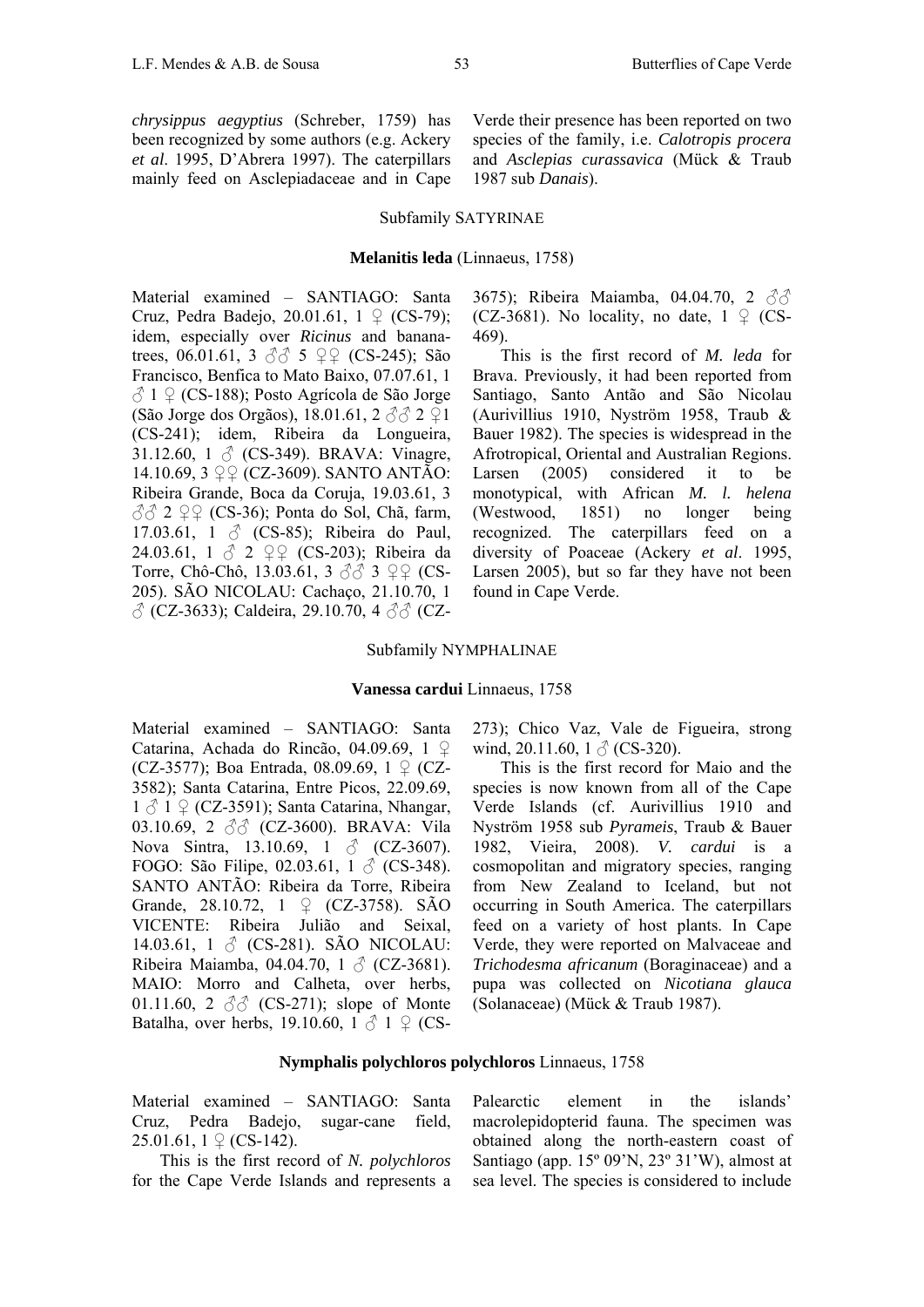*chrysippus aegyptius* (Schreber, 1759) has been recognized by some authors (e.g. Ackery *et al*. 1995, D'Abrera 1997). The caterpillars mainly feed on Asclepiadaceae and in Cape Verde their presence has been reported on two species of the family, i.e. *Calotropis procera* and *Asclepias curassavica* (Mück & Traub 1987 sub *Danais*).

## Subfamily SATYRINAE

### **Melanitis leda** (Linnaeus, 1758)

Material examined – SANTIAGO: Santa Cruz, Pedra Badejo, 20.01.61, 1 ♀ (CS-79); idem, especially over *Ricinus* and banana-trees, 06.01.61, 3 ♂♂ 5 ♀♀ (CS-245); São Francisco, Benfica to Mato Baixo, 07.07.61, 1 ♂ 1 ♀ (CS-188); Posto Agrícola de São Jorge (São Jorge dos Orgãos), 18.01.61, 2 ♂♂ 2 ♀1 (CS-241); idem, Ribeira da Longueira, 31.12.60, 1 ♂ (CS-349). BRAVA: Vinagre, 14.10.69, 3 ♀♀ (CZ-3609). SANTO ANTÃO: Ribeira Grande, Boca da Coruja, 19.03.61, 3 ♂♂ 2 ♀♀ (CS-36); Ponta do Sol, Chã, farm, 17.03.61, 1 ♂ (CS-85); Ribeira do Paul, 24.03.61, 1 ♂ 2 ♀♀ (CS-203); Ribeira da Torre, Chô-Chô, 13.03.61, 3 ♂♂ 3 ♀♀ (CS-205). SÃO NICOLAU: Cachaço, 21.10.70, 1 ♂ (CZ-3633); Caldeira, 29.10.70, 4 ♂♂ (CZ-3675); Ribeira Maiamba, 04.04.70, 2 ♂♂ (CZ-3681). No locality, no date, 1 ♀ (CS-469).

This is the first record of *M. leda* for Brava. Previously, it had been reported from Santiago, Santo Antão and São Nicolau (Aurivillius 1910, Nyström 1958, Traub & Bauer 1982). The species is widespread in the Afrotropical, Oriental and Australian Regions. Larsen (2005) considered it to be monotypical, with African *M. l. helena* (Westwood, 1851) no longer being recognized. The caterpillars feed on a diversity of Poaceae (Ackery *et al*. 1995, Larsen 2005), but so far they have not been found in Cape Verde.

## Subfamily NYMPHALINAE

### **Vanessa cardui** Linnaeus, 1758

Material examined – SANTIAGO: Santa Catarina, Achada do Rincão, 04.09.69, 1 ♀ (CZ-3577); Boa Entrada, 08.09.69, 1 ♀ (CZ-3582); Santa Catarina, Entre Picos, 22.09.69, 1 ♂ 1 ♀ (CZ-3591); Santa Catarina, Nhangar, 03.10.69, 2 ♂♂ (CZ-3600). BRAVA: Vila Nova Sintra, 13.10.69, 1 ♂ (CZ-3607). FOGO: São Filipe, 02.03.61, 1 ♂ (CS-348). SANTO ANTÃO: Ribeira da Torre, Ribeira Grande, 28.10.72, 1 ♀ (CZ-3758). SÃO VICENTE: Ribeira Julião and Seixal, 14.03.61, 1 ♂ (CS-281). SÃO NICOLAU: Ribeira Maiamba, 04.04.70, 1 ♂ (CZ-3681). MAIO: Morro and Calheta, over herbs, 01.11.60, 2 ♂♂ (CS-271); slope of Monte Batalha, over herbs, 19.10.60, 1 ♂ 1 ♀ (CS-273); Chico Vaz, Vale de Figueira, strong wind, 20.11.60, 1 ♂ (CS-320).

This is the first record for Maio and the species is now known from all of the Cape Verde Islands (cf. Aurivillius 1910 and Nyström 1958 sub *Pyrameis*, Traub & Bauer 1982, Vieira, 2008). *V. cardui* is a cosmopolitan and migratory species, ranging from New Zealand to Iceland, but not occurring in South America. The caterpillars feed on a variety of host plants. In Cape Verde, they were reported on Malvaceae and *Trichodesma africanum* (Boraginaceae) and a pupa was collected on *Nicotiana glauca* (Solanaceae) (Mück & Traub 1987).

### **Nymphalis polychloros polychloros** Linnaeus, 1758

Material examined – SANTIAGO: Santa Cruz, Pedra Badejo, sugar-cane field, 25.01.61, 1 ♀ (CS-142).

This is the first record of *N. polychloros* for the Cape Verde Islands and represents a Palearctic element in the islands' macrolepidopterid fauna. The specimen was obtained along the north-eastern coast of Santiago (app. 15º 09'N, 23º 31'W), almost at sea level. The species is considered to include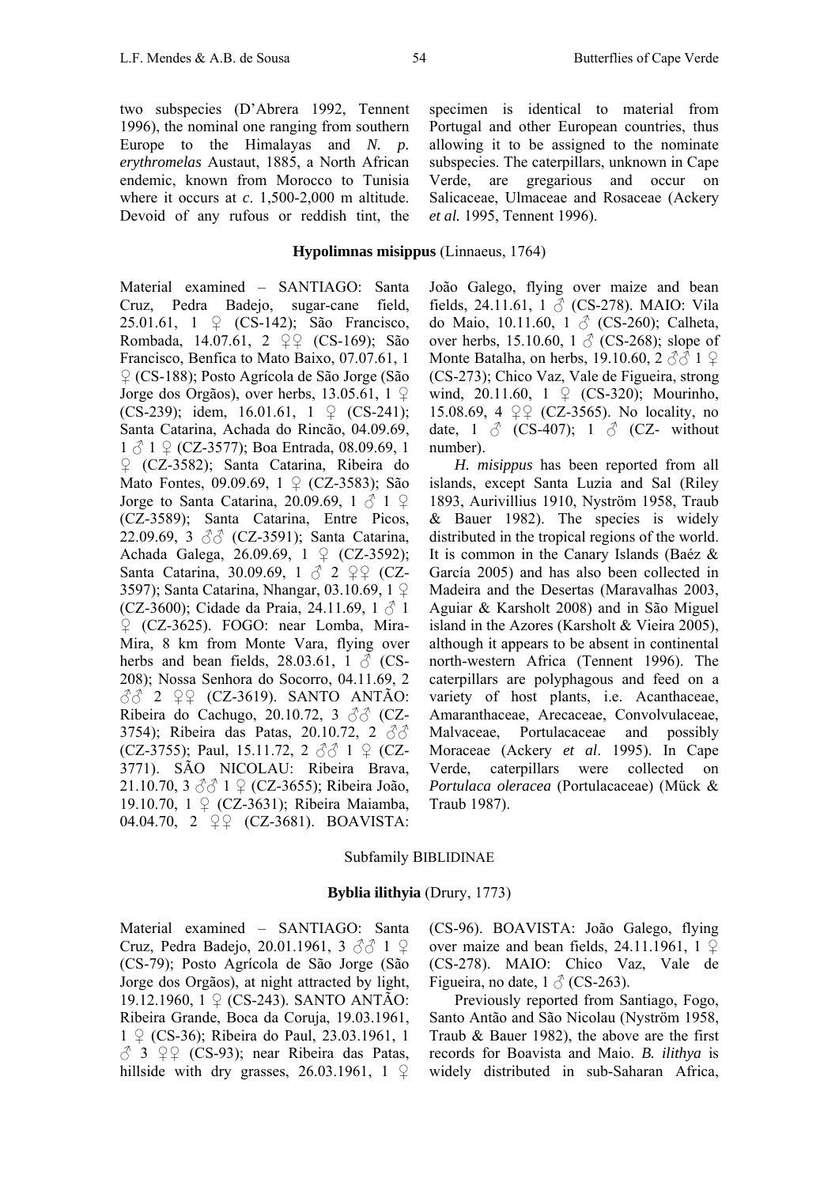two subspecies (D'Abrera 1992, Tennent 1996), the nominal one ranging from southern Europe to the Himalayas and *N. p. erythromelas* Austaut, 1885, a North African endemic, known from Morocco to Tunisia where it occurs at *c*. 1,500-2,000 m altitude. Devoid of any rufous or reddish tint, the specimen is identical to material from Portugal and other European countries, thus allowing it to be assigned to the nominate subspecies. The caterpillars, unknown in Cape Verde, are gregarious and occur on Salicaceae, Ulmaceae and Rosaceae (Ackery *et al.* 1995, Tennent 1996).

### **Hypolimnas misippus** (Linnaeus, 1764)

Material examined – SANTIAGO: Santa Cruz, Pedra Badejo, sugar-cane field, 25.01.61, 1 ♀ (CS-142); São Francisco, Rombada, 14.07.61, 2 ♀♀ (CS-169); São Francisco, Benfica to Mato Baixo, 07.07.61, 1 ♀ (CS-188); Posto Agrícola de São Jorge (São Jorge dos Orgãos), over herbs, 13.05.61, 1 ♀ (CS-239); idem, 16.01.61, 1 ♀ (CS-241); Santa Catarina, Achada do Rincão, 04.09.69, 1 ♂ 1 ♀ (CZ-3577); Boa Entrada, 08.09.69, 1 ♀ (CZ-3582); Santa Catarina, Ribeira do Mato Fontes, 09.09.69, 1 ♀ (CZ-3583); São Jorge to Santa Catarina, 20.09.69, 1 ♂ 1 ♀ (CZ-3589); Santa Catarina, Entre Picos, 22.09.69, 3 ♂♂ (CZ-3591); Santa Catarina, Achada Galega, 26.09.69, 1 ♀ (CZ-3592); Santa Catarina, 30.09.69, 1 ♂ 2 ♀♀ (CZ-3597); Santa Catarina, Nhangar, 03.10.69, 1 ♀ (CZ-3600); Cidade da Praia, 24.11.69, 1 ♂ 1 ♀ (CZ-3625). FOGO: near Lomba, Mira-Mira, 8 km from Monte Vara, flying over herbs and bean fields, 28.03.61, 1 ♂ (CS-208); Nossa Senhora do Socorro, 04.11.69, 2 ♂♂ 2 ♀♀ (CZ-3619). SANTO ANTÃO: Ribeira do Cachugo, 20.10.72, 3 ♂♂ (CZ-3754); Ribeira das Patas, 20.10.72, 2 ♂♂ (CZ-3755); Paul, 15.11.72, 2 ♂♂ 1 ♀ (CZ-3771). SÃO NICOLAU: Ribeira Brava, 21.10.70, 3 ♂♂ 1 ♀ (CZ-3655); Ribeira João, 19.10.70, 1 ♀ (CZ-3631); Ribeira Maiamba, 04.04.70, 2 ♀♀ (CZ-3681). BOAVISTA: João Galego, flying over maize and bean fields, 24.11.61, 1 ♂ (CS-278). MAIO: Vila do Maio, 10.11.60, 1 ♂ (CS-260); Calheta, over herbs, 15.10.60, 1 ♂ (CS-268); slope of Monte Batalha, on herbs, 19.10.60, 2 ♂♂ 1 ♀ (CS-273); Chico Vaz, Vale de Figueira, strong wind, 20.11.60, 1 ♀ (CS-320); Mourinho, 15.08.69, 4 ♀♀ (CZ-3565). No locality, no date, 1 ♂ (CS-407); 1 ♂ (CZ- without number).

*H. misippus* has been reported from all islands, except Santa Luzia and Sal (Riley 1893, Aurivillius 1910, Nyström 1958, Traub & Bauer 1982). The species is widely distributed in the tropical regions of the world. It is common in the Canary Islands (Baéz & García 2005) and has also been collected in Madeira and the Desertas (Maravalhas 2003, Aguiar & Karsholt 2008) and in São Miguel island in the Azores (Karsholt & Vieira 2005), although it appears to be absent in continental north-western Africa (Tennent 1996). The caterpillars are polyphagous and feed on a variety of host plants, i.e. Acanthaceae, Amaranthaceae, Arecaceae, Convolvulaceae, Malvaceae, Portulacaceae and possibly Moraceae (Ackery *et al*. 1995). In Cape Verde, caterpillars were collected on *Portulaca oleracea* (Portulacaceae) (Mück & Traub 1987).

## Subfamily BIBLIDINAE

### **Byblia ilithyia** (Drury, 1773)

Material examined – SANTIAGO: Santa Cruz, Pedra Badejo, 20.01.1961, 3 ♂♂ 1 ♀ (CS-79); Posto Agrícola de São Jorge (São Jorge dos Orgãos), at night attracted by light, 19.12.1960, 1 ♀ (CS-243). SANTO ANTÃO: Ribeira Grande, Boca da Coruja, 19.03.1961, 1 ♀ (CS-36); Ribeira do Paul, 23.03.1961, 1 ♂ 3 ♀♀ (CS-93); near Ribeira das Patas, hillside with dry grasses, 26.03.1961, 1 ♀ (CS-96). BOAVISTA: João Galego, flying over maize and bean fields, 24.11.1961, 1 ♀ (CS-278). MAIO: Chico Vaz, Vale de Figueira, no date, 1 ♂ (CS-263).

Previously reported from Santiago, Fogo, Santo Antão and São Nicolau (Nyström 1958, Traub & Bauer 1982), the above are the first records for Boavista and Maio. *B. ilithya* is widely distributed in sub-Saharan Africa,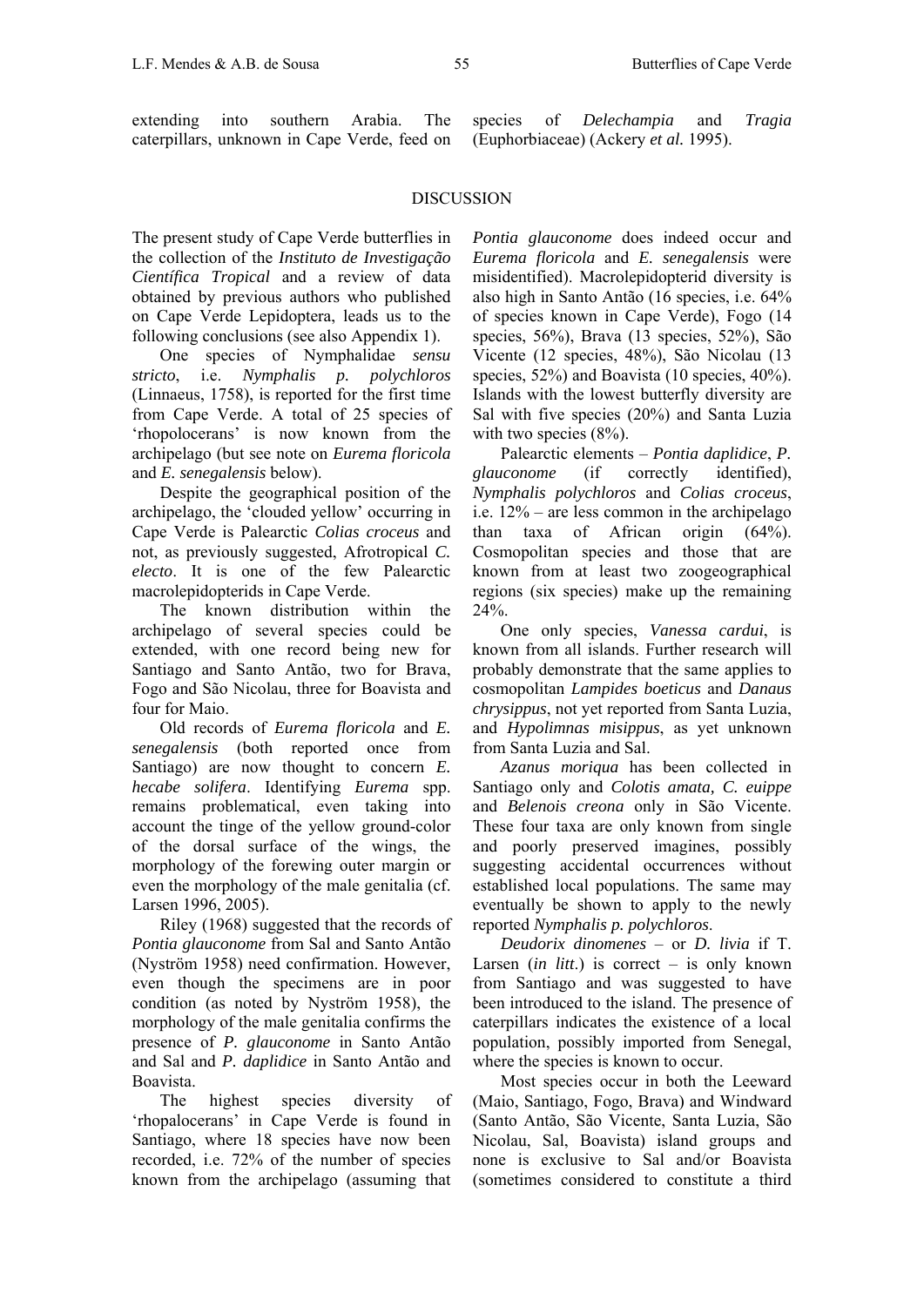extending into southern Arabia. The caterpillars, unknown in Cape Verde, feed on species of *Delechampia* and *Tragia* (Euphorbiaceae) (Ackery *et al.* 1995).

## DISCUSSION

The present study of Cape Verde butterflies in the collection of the *Instituto de Investigação Científica Tropical* and a review of data obtained by previous authors who published on Cape Verde Lepidoptera, leads us to the following conclusions (see also Appendix 1).

One species of Nymphalidae *sensu stricto*, i.e. *Nymphalis p. polychloros* (Linnaeus, 1758), is reported for the first time from Cape Verde. A total of 25 species of 'rhopolocerans' is now known from the archipelago (but see note on *Eurema floricola* and *E. senegalensis* below).

Despite the geographical position of the archipelago, the 'clouded yellow' occurring in Cape Verde is Palearctic *Colias croceus* and not, as previously suggested, Afrotropical *C. electo*. It is one of the few Palearctic macrolepidopterids in Cape Verde.

The known distribution within the archipelago of several species could be extended, with one record being new for Santiago and Santo Antão, two for Brava, Fogo and São Nicolau, three for Boavista and four for Maio.

Old records of *Eurema floricola* and *E. senegalensis* (both reported once from Santiago) are now thought to concern *E. hecabe solifera*. Identifying *Eurema* spp. remains problematical, even taking into account the tinge of the yellow ground-color of the dorsal surface of the wings, the morphology of the forewing outer margin or even the morphology of the male genitalia (cf. Larsen 1996, 2005).

Riley (1968) suggested that the records of *Pontia glauconome* from Sal and Santo Antão (Nyström 1958) need confirmation. However, even though the specimens are in poor condition (as noted by Nyström 1958), the morphology of the male genitalia confirms the presence of *P. glauconome* in Santo Antão and Sal and *P. daplidice* in Santo Antão and Boavista.

The highest species diversity of 'rhopalocerans' in Cape Verde is found in Santiago, where 18 species have now been recorded, i.e. 72% of the number of species known from the archipelago (assuming that *Pontia glauconome* does indeed occur and *Eurema floricola* and *E. senegalensis* were misidentified). Macrolepidopterid diversity is also high in Santo Antão (16 species, i.e. 64% of species known in Cape Verde), Fogo (14 species, 56%), Brava (13 species, 52%), São Vicente (12 species, 48%), São Nicolau (13 species, 52%) and Boavista (10 species, 40%). Islands with the lowest butterfly diversity are Sal with five species (20%) and Santa Luzia with two species (8%).

Palearctic elements – *Pontia daplidice*, *P. glauconome* (if correctly identified), *Nymphalis polychloros* and *Colias croceus*, i.e. 12% – are less common in the archipelago than taxa of African origin (64%). Cosmopolitan species and those that are known from at least two zoogeographical regions (six species) make up the remaining 24%.

One only species, *Vanessa cardui*, is known from all islands. Further research will probably demonstrate that the same applies to cosmopolitan *Lampides boeticus* and *Danaus chrysippus*, not yet reported from Santa Luzia, and *Hypolimnas misippus*, as yet unknown from Santa Luzia and Sal.

*Azanus moriqua* has been collected in Santiago only and *Colotis amata, C. euippe* and *Belenois creona* only in São Vicente. These four taxa are only known from single and poorly preserved imagines, possibly suggesting accidental occurrences without established local populations. The same may eventually be shown to apply to the newly reported *Nymphalis p. polychloros*.

*Deudorix dinomenes* – or *D. livia* if T. Larsen (*in litt.*) is correct – is only known from Santiago and was suggested to have been introduced to the island. The presence of caterpillars indicates the existence of a local population, possibly imported from Senegal, where the species is known to occur.

Most species occur in both the Leeward (Maio, Santiago, Fogo, Brava) and Windward (Santo Antão, São Vicente, Santa Luzia, São Nicolau, Sal, Boavista) island groups and none is exclusive to Sal and/or Boavista (sometimes considered to constitute a third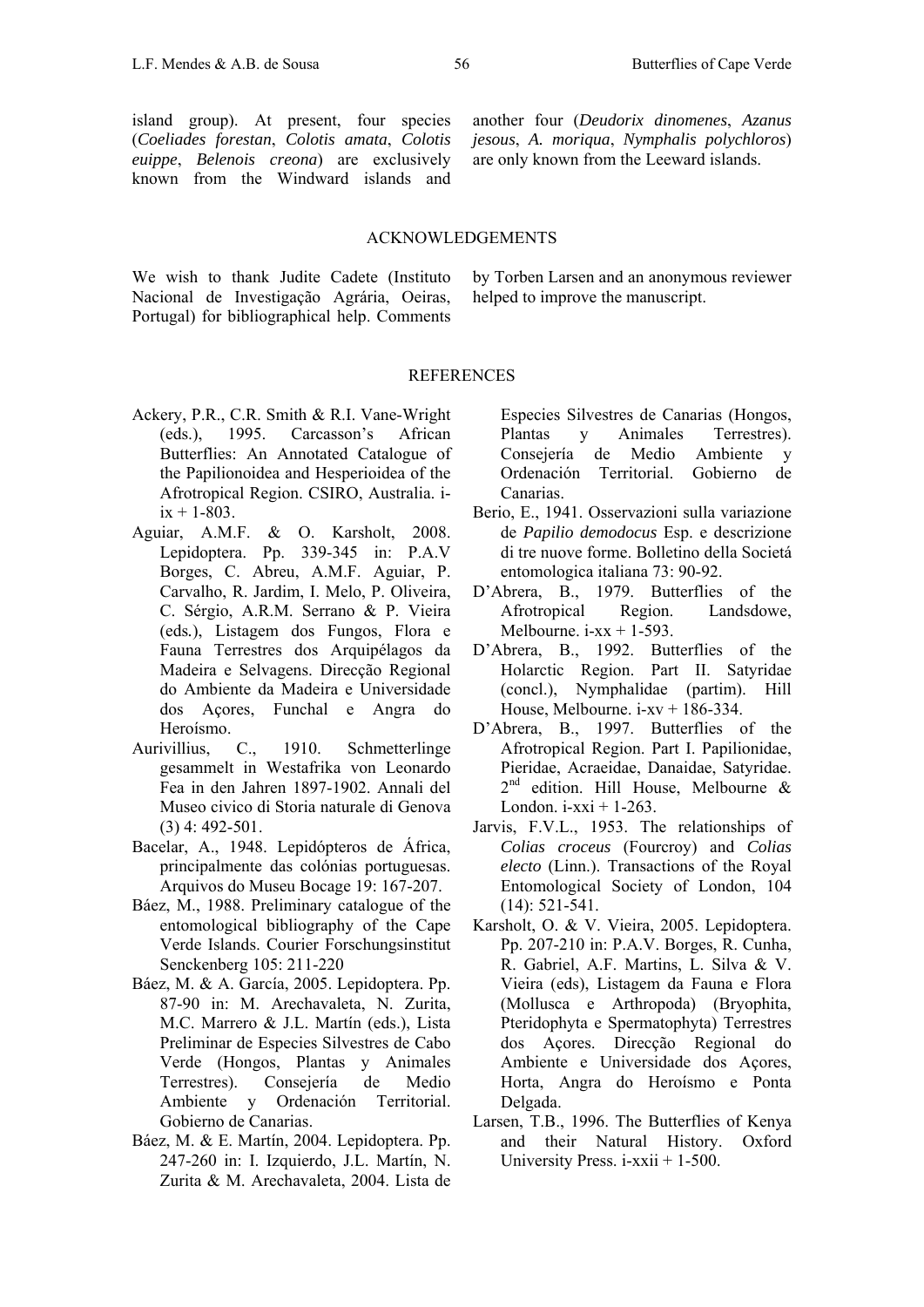island group). At present, four species (*Coeliades forestan*, *Colotis amata*, *Colotis euippe*, *Belenois creona*) are exclusively known from the Windward islands and another four (*Deudorix dinomenes*, *Azanus jesous*, *A. moriqua*, *Nymphalis polychloros*) are only known from the Leeward islands.

## ACKNOWLEDGEMENTS

We wish to thank Judite Cadete (Instituto Nacional de Investigação Agrária, Oeiras, Portugal) for bibliographical help. Comments by Torben Larsen and an anonymous reviewer helped to improve the manuscript.

## REFERENCES

Ackery, P.R., C.R. Smith & R.I. Vane-Wright (eds.), 1995. Carcasson's African Butterflies: An Annotated Catalogue of the Papilionoidea and Hesperioidea of the Afrotropical Region. CSIRO, Australia. i-ix + 1-803.

Aguiar, A.M.F. & O. Karsholt, 2008. Lepidoptera. Pp. 339-345 in: P.A.V Borges, C. Abreu, A.M.F. Aguiar, P. Carvalho, R. Jardim, I. Melo, P. Oliveira, C. Sérgio, A.R.M. Serrano & P. Vieira (eds.), Listagem dos Fungos, Flora e Fauna Terrestres dos Arquipélagos da Madeira e Selvagens. Direcção Regional do Ambiente da Madeira e Universidade dos Açores, Funchal e Angra do Heroísmo.

Aurivillius, C., 1910. Schmetterlinge gesammelt in Westafrika von Leonardo Fea in den Jahren 1897-1902. Annali del Museo civico di Storia naturale di Genova (3) 4: 492-501.

Bacelar, A., 1948. Lepidópteros de África, principalmente das colónias portuguesas. Arquivos do Museu Bocage 19: 167-207.

Báez, M., 1988. Preliminary catalogue of the entomological bibliography of the Cape Verde Islands. Courier Forschungsinstitut Senckenberg 105: 211-220

Báez, M. & A. García, 2005. Lepidoptera. Pp. 87-90 in: M. Arechavaleta, N. Zurita, M.C. Marrero & J.L. Martín (eds.), Lista Preliminar de Especies Silvestres de Cabo Verde (Hongos, Plantas y Animales Terrestres). Consejería de Medio Ambiente y Ordenación Territorial. Gobierno de Canarias.

Báez, M. & E. Martín, 2004. Lepidoptera. Pp. 247-260 in: I. Izquierdo, J.L. Martín, N. Zurita & M. Arechavaleta, 2004. Lista de Especies Silvestres de Canarias (Hongos, Plantas y Animales Terrestres). Consejería de Medio Ambiente y Ordenación Territorial. Gobierno de Canarias.

Berio, E., 1941. Osservazioni sulla variazione de *Papilio demodocus* Esp. e descrizione di tre nuove forme. Bolletino della Societá entomologica italiana 73: 90-92.

D'Abrera, B., 1979. Butterflies of the Afrotropical Region. Landsdowe, Melbourne. i-xx + 1-593.

D'Abrera, B., 1992. Butterflies of the Holarctic Region. Part II. Satyridae (concl.), Nymphalidae (partim). Hill House, Melbourne. i-xv + 186-334.

D'Abrera, B., 1997. Butterflies of the Afrotropical Region. Part I. Papilionidae, Pieridae, Acraeidae, Danaidae, Satyridae. 2nd edition. Hill House, Melbourne & London. i-xxi + 1-263.

Jarvis, F.V.L., 1953. The relationships of *Colias croceus* (Fourcroy) and *Colias electo* (Linn.). Transactions of the Royal Entomological Society of London, 104 (14): 521-541.

Karsholt, O. & V. Vieira, 2005. Lepidoptera. Pp. 207-210 in: P.A.V. Borges, R. Cunha, R. Gabriel, A.F. Martins, L. Silva & V. Vieira (eds), Listagem da Fauna e Flora (Mollusca e Arthropoda) (Bryophita, Pteridophyta e Spermatophyta) Terrestres dos Açores. Direcção Regional do Ambiente e Universidade dos Açores, Horta, Angra do Heroísmo e Ponta Delgada.

Larsen, T.B., 1996. The Butterflies of Kenya and their Natural History. Oxford University Press. i-xxii + 1-500.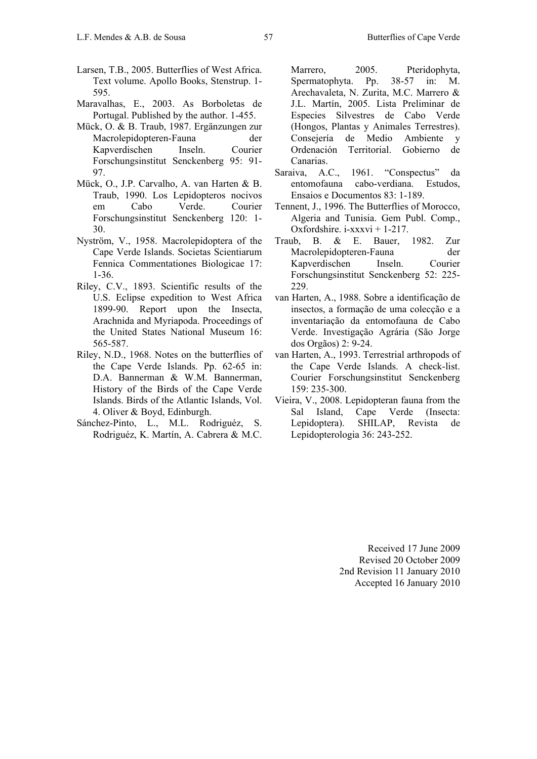Larsen, T.B., 2005. Butterflies of West Africa. Text volume. Apollo Books, Stenstrup. 1-595.

Maravalhas, E., 2003. As Borboletas de Portugal. Published by the author. 1-455.

Mück, O. & B. Traub, 1987. Ergänzungen zur Macrolepidopteren-Fauna der Kapverdischen Inseln. Courier Forschungsinstitut Senckenberg 95: 91-97.

Mück, O., J.P. Carvalho, A. van Harten & B. Traub, 1990. Los Lepidopteros nocivos em Cabo Verde. Courier Forschungsinstitut Senckenberg 120: 1-30.

Nyström, V., 1958. Macrolepidoptera of the Cape Verde Islands. Societas Scientiarum Fennica Commentationes Biologicae 17: 1-36.

Riley, C.V., 1893. Scientific results of the U.S. Eclipse expedition to West Africa 1899-90. Report upon the Insecta, Arachnida and Myriapoda. Proceedings of the United States National Museum 16: 565-587.

Riley, N.D., 1968. Notes on the butterflies of the Cape Verde Islands. Pp. 62-65 in: D.A. Bannerman & W.M. Bannerman, History of the Birds of the Cape Verde Islands. Birds of the Atlantic Islands, Vol. 4. Oliver & Boyd, Edinburgh.

Sánchez-Pinto, L., M.L. Rodriguéz, S. Rodriguéz, K. Martín, A. Cabrera & M.C. Marrero, 2005. Pteridophyta, Spermatophyta. Pp. 38-57 in: M. Arechavaleta, N. Zurita, M.C. Marrero & J.L. Martín, 2005. Lista Preliminar de Especies Silvestres de Cabo Verde (Hongos, Plantas y Animales Terrestres). Consejería de Medio Ambiente y Ordenación Territorial. Gobierno de Canarias.

Saraiva, A.C., 1961. "Conspectus" da entomofauna cabo-verdiana. Estudos, Ensaios e Documentos 83: 1-189.

Tennent, J., 1996. The Butterflies of Morocco, Algeria and Tunisia. Gem Publ. Comp., Oxfordshire. i-xxxvi + 1-217.

Traub, B. & E. Bauer, 1982. Zur Macrolepidopteren-Fauna der Kapverdischen Inseln. Courier Forschungsinstitut Senckenberg 52: 225-229.

van Harten, A., 1988. Sobre a identificação de insectos, a formação de uma colecção e a inventariação da entomofauna de Cabo Verde. Investigação Agrária (São Jorge dos Orgãos) 2: 9-24.

van Harten, A., 1993. Terrestrial arthropods of the Cape Verde Islands. A check-list. Courier Forschungsinstitut Senckenberg 159: 235-300.

Vieira, V., 2008. Lepidopteran fauna from the Sal Island, Cape Verde (Insecta: Lepidoptera). SHILAP, Revista de Lepidopterologia 36: 243-252.

Received 17 June 2009
Revised 20 October 2009
2nd Revision 11 January 2010
Accepted 16 January 2010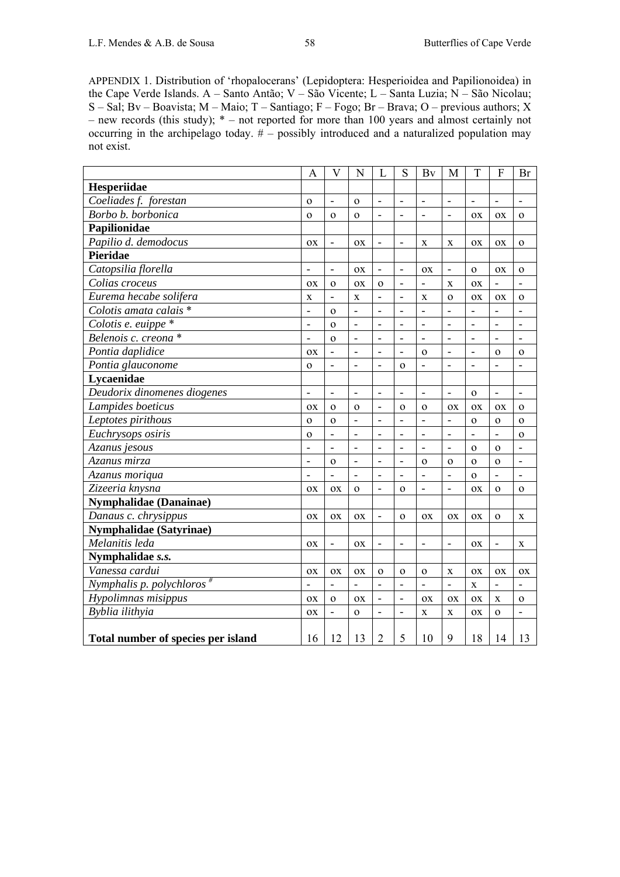APPENDIX 1. Distribution of 'rhopalocerans' (Lepidoptera: Hesperioidea and Papilionoidea) in the Cape Verde Islands. A – Santo Antão; V – São Vicente; L – Santa Luzia; N – São Nicolau; S – Sal; Bv – Boavista; M – Maio; T – Santiago; F – Fogo; Br – Brava; O – previous authors; X – new records (this study); * – not reported for more than 100 years and almost certainly not occurring in the archipelago today. # – possibly introduced and a naturalized population may not exist.

| | A | V | N | L | S | Bv | M | T | F | Br |
|---|---|---|---|---|---|---|---|---|---|---|
| **Hesperiidae** | | | | | | | | | | |
| *Coeliades f. forestan* | o | - | o | - | - | - | - | - | - | - |
| *Borbo b. borbonica* | o | o | o | - | - | - | - | ox | ox | o |
| **Papilionidae** | | | | | | | | | | |
| *Papilio d. demodocus* | ox | - | ox | - | - | x | x | ox | ox | o |
| **Pieridae** | | | | | | | | | | |
| *Catopsilia florella* | - | - | ox | - | - | ox | - | o | ox | o |
| *Colias croceus* | ox | o | ox | o | - | - | x | ox | - | - |
| *Eurema hecabe solifera* | x | - | x | - | - | x | o | ox | ox | o |
| *Colotis amata calais* * | - | o | - | - | - | - | - | - | - | - |
| *Colotis e. euippe* * | - | o | - | - | - | - | - | - | - | - |
| *Belenois c. creona* * | - | o | - | - | - | - | - | - | - | - |
| *Pontia daplidice* | ox | - | - | - | - | o | - | - | o | o |
| *Pontia glauconome* | o | - | - | - | o | - | - | - | - | - |
| **Lycaenidae** | | | | | | | | | | |
| *Deudorix dinomenes diogenes* | - | - | - | - | - | - | - | o | - | - |
| *Lampides boeticus* | ox | o | o | - | o | o | ox | ox | ox | o |
| *Leptotes pirithous* | o | o | - | - | - | - | - | o | o | o |
| *Euchrysops osiris* | o | - | - | - | - | - | - | - | - | o |
| *Azanus jesous* | - | - | - | - | - | - | - | o | o | - |
| *Azanus mirza* | - | o | - | - | - | o | o | o | o | - |
| *Azanus moriqua* | - | - | - | - | - | - | - | o | - | - |
| *Zizeeria knysna* | ox | ox | o | - | o | - | - | ox | o | o |
| **Nymphalidae (Danainae)** | | | | | | | | | | |
| *Danaus c. chrysippus* | ox | ox | ox | - | o | ox | ox | ox | o | x |
| **Nymphalidae (Satyrinae)** | | | | | | | | | | |
| *Melanitis leda* | ox | - | ox | - | - | - | - | ox | - | x |
| **Nymphalidae *s.s.*** | | | | | | | | | | |
| *Vanessa cardui* | ox | ox | ox | o | o | o | x | ox | ox | ox |
| *Nymphalis p. polychloros* # | - | - | - | - | - | - | - | x | - | - |
| *Hypolimnas misippus* | ox | o | ox | - | - | ox | ox | ox | x | o |
| *Byblia ilithyia* | ox | - | o | - | - | x | x | ox | o | - |
| **Total number of species per island** | 16 | 12 | 13 | 2 | 5 | 10 | 9 | 18 | 14 | 13 |